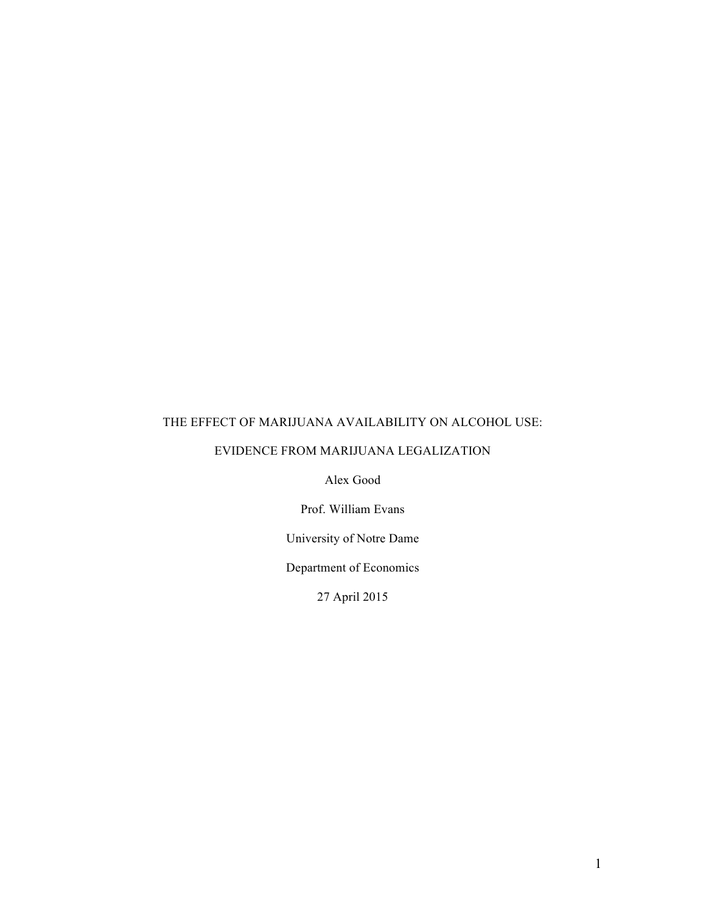# THE EFFECT OF MARIJUANA AVAILABILITY ON ALCOHOL USE:

# EVIDENCE FROM MARIJUANA LEGALIZATION

Alex Good

Prof. William Evans

University of Notre Dame

Department of Economics

27 April 2015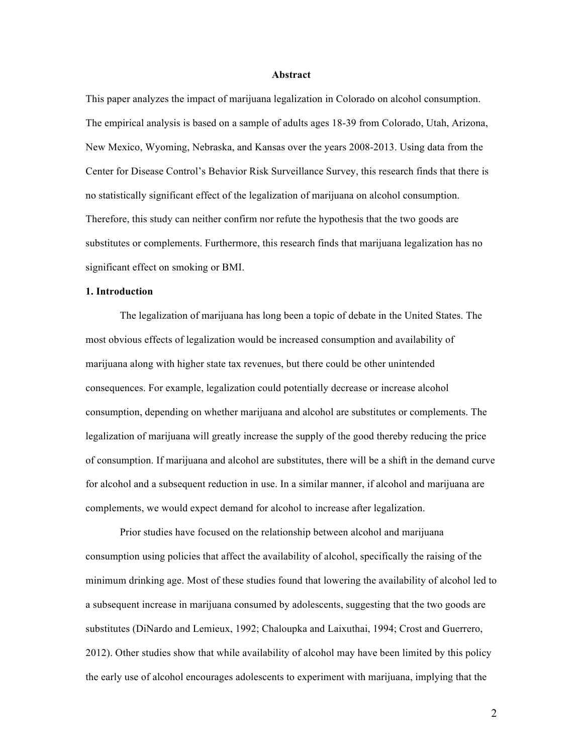## Abstract

This paper analyzes the impact of marijuana legalization in Colorado on alcohol consumption. The empirical analysis is based on a sample of adults ages 18-39 from Colorado, Utah, Arizona, New Mexico, Wyoming, Nebraska, and Kansas over the years 2008-2013. Using data from the Center for Disease Control's Behavior Risk Surveillance Survey, this research finds that there is no statistically significant effect of the legalization of marijuana on alcohol consumption. Therefore, this study can neither confirm nor refute the hypothesis that the two goods are substitutes or complements. Furthermore, this research finds that marijuana legalization has no significant effect on smoking or BMI.

## 1. Introduction

The legalization of marijuana has long been a topic of debate in the United States. The most obvious effects of legalization would be increased consumption and availability of marijuana along with higher state tax revenues, but there could be other unintended consequences. For example, legalization could potentially decrease or increase alcohol consumption, depending on whether marijuana and alcohol are substitutes or complements. The legalization of marijuana will greatly increase the supply of the good thereby reducing the price of consumption. If marijuana and alcohol are substitutes, there will be a shift in the demand curve for alcohol and a subsequent reduction in use. In a similar manner, if alcohol and marijuana are complements, we would expect demand for alcohol to increase after legalization.

Prior studies have focused on the relationship between alcohol and marijuana consumption using policies that affect the availability of alcohol, specifically the raising of the minimum drinking age. Most of these studies found that lowering the availability of alcohol led to a subsequent increase in marijuana consumed by adolescents, suggesting that the two goods are substitutes (DiNardo and Lemieux, 1992; Chaloupka and Laixuthai, 1994; Crost and Guerrero, 2012). Other studies show that while availability of alcohol may have been limited by this policy the early use of alcohol encourages adolescents to experiment with marijuana, implying that the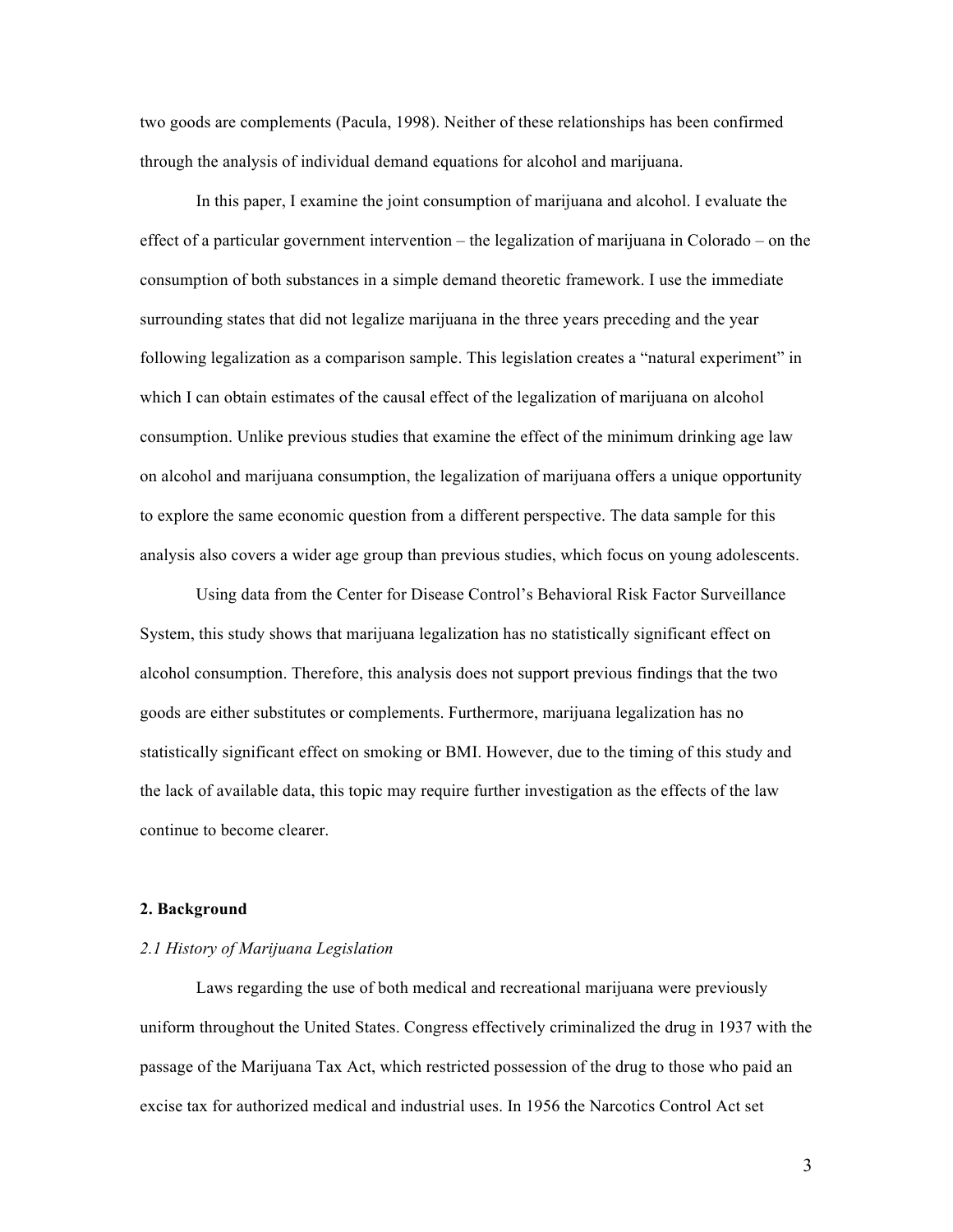two goods are complements (Pacula, 1998). Neither of these relationships has been confirmed through the analysis of individual demand equations for alcohol and marijuana.

In this paper, I examine the joint consumption of marijuana and alcohol. I evaluate the effect of a particular government intervention – the legalization of marijuana in Colorado – on the consumption of both substances in a simple demand theoretic framework. I use the immediate surrounding states that did not legalize marijuana in the three years preceding and the year following legalization as a comparison sample. This legislation creates a "natural experiment" in which I can obtain estimates of the causal effect of the legalization of marijuana on alcohol consumption. Unlike previous studies that examine the effect of the minimum drinking age law on alcohol and marijuana consumption, the legalization of marijuana offers a unique opportunity to explore the same economic question from a different perspective. The data sample for this analysis also covers a wider age group than previous studies, which focus on young adolescents.

Using data from the Center for Disease Control's Behavioral Risk Factor Surveillance System, this study shows that marijuana legalization has no statistically significant effect on alcohol consumption. Therefore, this analysis does not support previous findings that the two goods are either substitutes or complements. Furthermore, marijuana legalization has no statistically significant effect on smoking or BMI. However, due to the timing of this study and the lack of available data, this topic may require further investigation as the effects of the law continue to become clearer.

## 2. Background

### *2.1 History of Marijuana Legislation*

Laws regarding the use of both medical and recreational marijuana were previously uniform throughout the United States. Congress effectively criminalized the drug in 1937 with the passage of the Marijuana Tax Act, which restricted possession of the drug to those who paid an excise tax for authorized medical and industrial uses. In 1956 the Narcotics Control Act set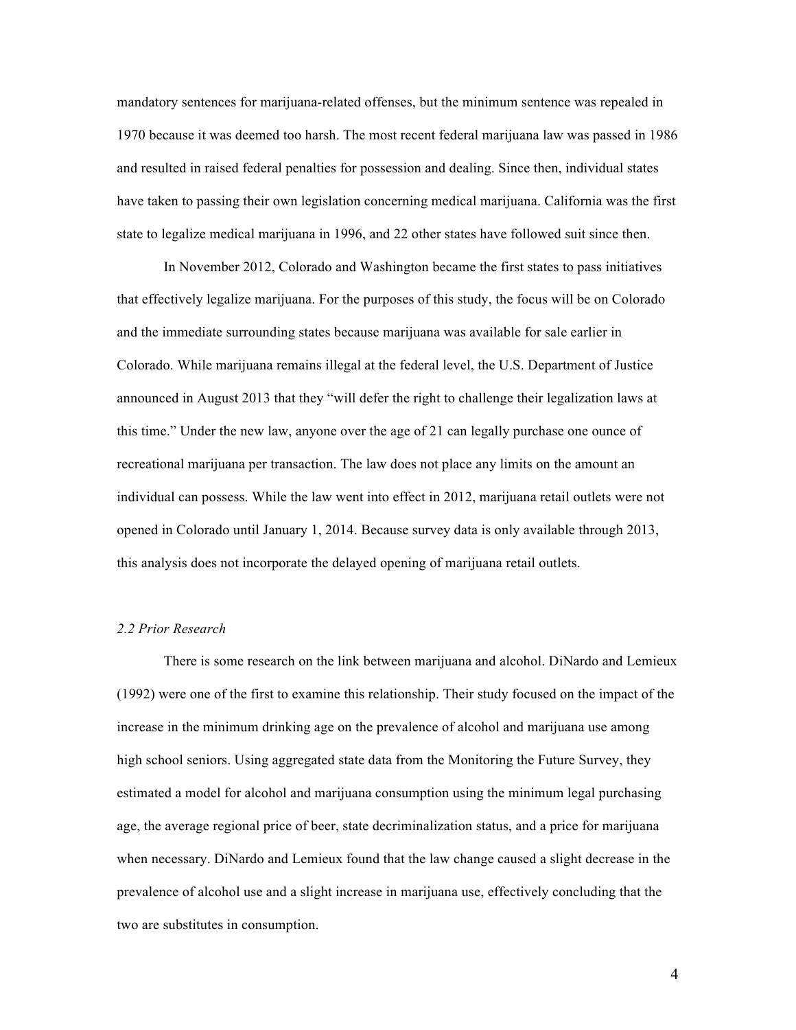mandatory sentences for marijuana-related offenses, but the minimum sentence was repealed in 1970 because it was deemed too harsh. The most recent federal marijuana law was passed in 1986 and resulted in raised federal penalties for possession and dealing. Since then, individual states have taken to passing their own legislation concerning medical marijuana. California was the first state to legalize medical marijuana in 1996, and 22 other states have followed suit since then.

In November 2012, Colorado and Washington became the first states to pass initiatives that effectively legalize marijuana. For the purposes of this study, the focus will be on Colorado and the immediate surrounding states because marijuana was available for sale earlier in Colorado. While marijuana remains illegal at the federal level, the U.S. Department of Justice announced in August 2013 that they "will defer the right to challenge their legalization laws at this time." Under the new law, anyone over the age of 21 can legally purchase one ounce of recreational marijuana per transaction. The law does not place any limits on the amount an individual can possess. While the law went into effect in 2012, marijuana retail outlets were not opened in Colorado until January 1, 2014. Because survey data is only available through 2013, this analysis does not incorporate the delayed opening of marijuana retail outlets.

### *2.2 Prior Research*

There is some research on the link between marijuana and alcohol. DiNardo and Lemieux (1992) were one of the first to examine this relationship. Their study focused on the impact of the increase in the minimum drinking age on the prevalence of alcohol and marijuana use among high school seniors. Using aggregated state data from the Monitoring the Future Survey, they estimated a model for alcohol and marijuana consumption using the minimum legal purchasing age, the average regional price of beer, state decriminalization status, and a price for marijuana when necessary. DiNardo and Lemieux found that the law change caused a slight decrease in the prevalence of alcohol use and a slight increase in marijuana use, effectively concluding that the two are substitutes in consumption.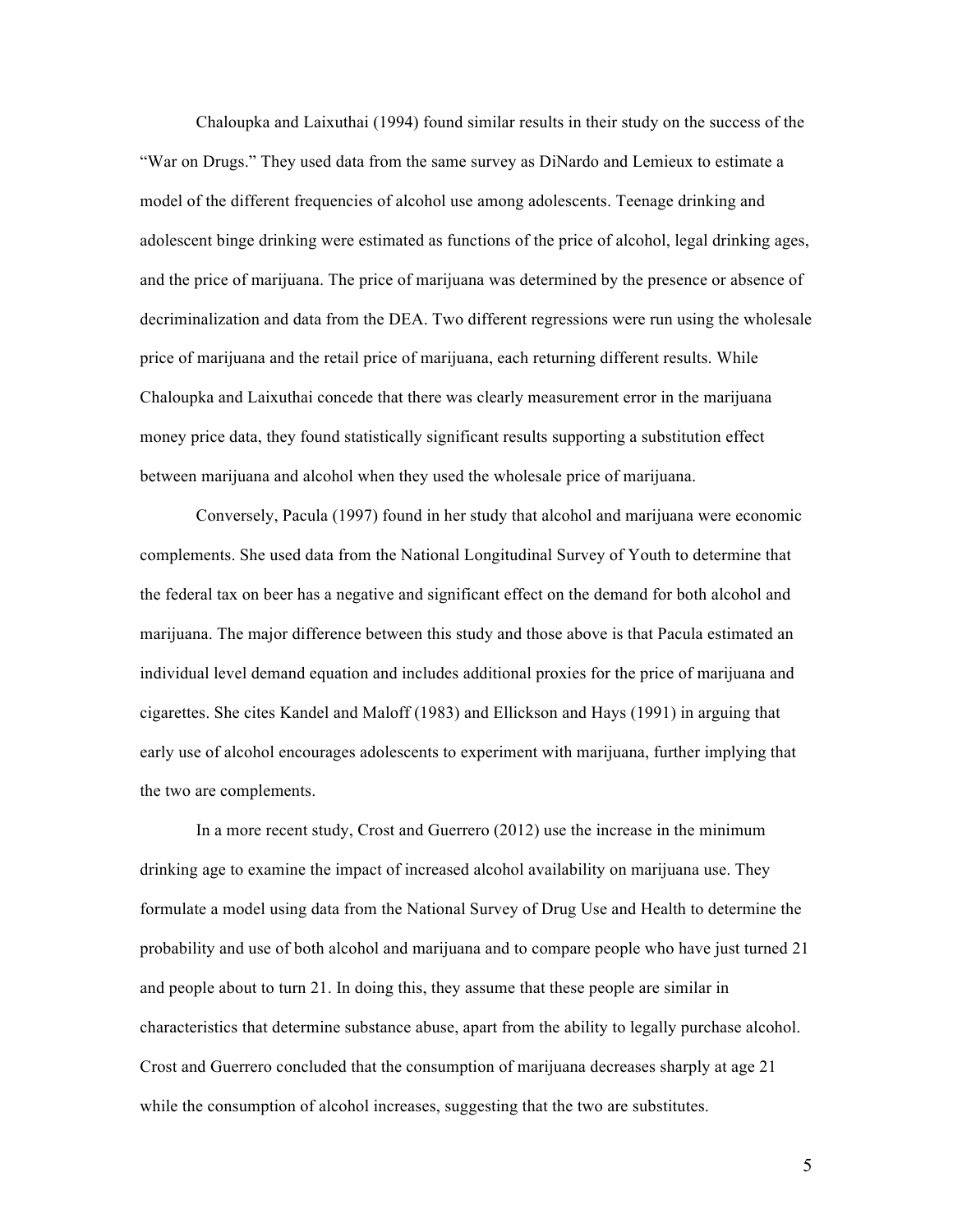Chaloupka and Laixuthai (1994) found similar results in their study on the success of the "War on Drugs." They used data from the same survey as DiNardo and Lemieux to estimate a model of the different frequencies of alcohol use among adolescents. Teenage drinking and adolescent binge drinking were estimated as functions of the price of alcohol, legal drinking ages, and the price of marijuana. The price of marijuana was determined by the presence or absence of decriminalization and data from the DEA. Two different regressions were run using the wholesale price of marijuana and the retail price of marijuana, each returning different results. While Chaloupka and Laixuthai concede that there was clearly measurement error in the marijuana money price data, they found statistically significant results supporting a substitution effect between marijuana and alcohol when they used the wholesale price of marijuana.

Conversely, Pacula (1997) found in her study that alcohol and marijuana were economic complements. She used data from the National Longitudinal Survey of Youth to determine that the federal tax on beer has a negative and significant effect on the demand for both alcohol and marijuana. The major difference between this study and those above is that Pacula estimated an individual level demand equation and includes additional proxies for the price of marijuana and cigarettes. She cites Kandel and Maloff (1983) and Ellickson and Hays (1991) in arguing that early use of alcohol encourages adolescents to experiment with marijuana, further implying that the two are complements.

In a more recent study, Crost and Guerrero (2012) use the increase in the minimum drinking age to examine the impact of increased alcohol availability on marijuana use. They formulate a model using data from the National Survey of Drug Use and Health to determine the probability and use of both alcohol and marijuana and to compare people who have just turned 21 and people about to turn 21. In doing this, they assume that these people are similar in characteristics that determine substance abuse, apart from the ability to legally purchase alcohol. Crost and Guerrero concluded that the consumption of marijuana decreases sharply at age 21 while the consumption of alcohol increases, suggesting that the two are substitutes.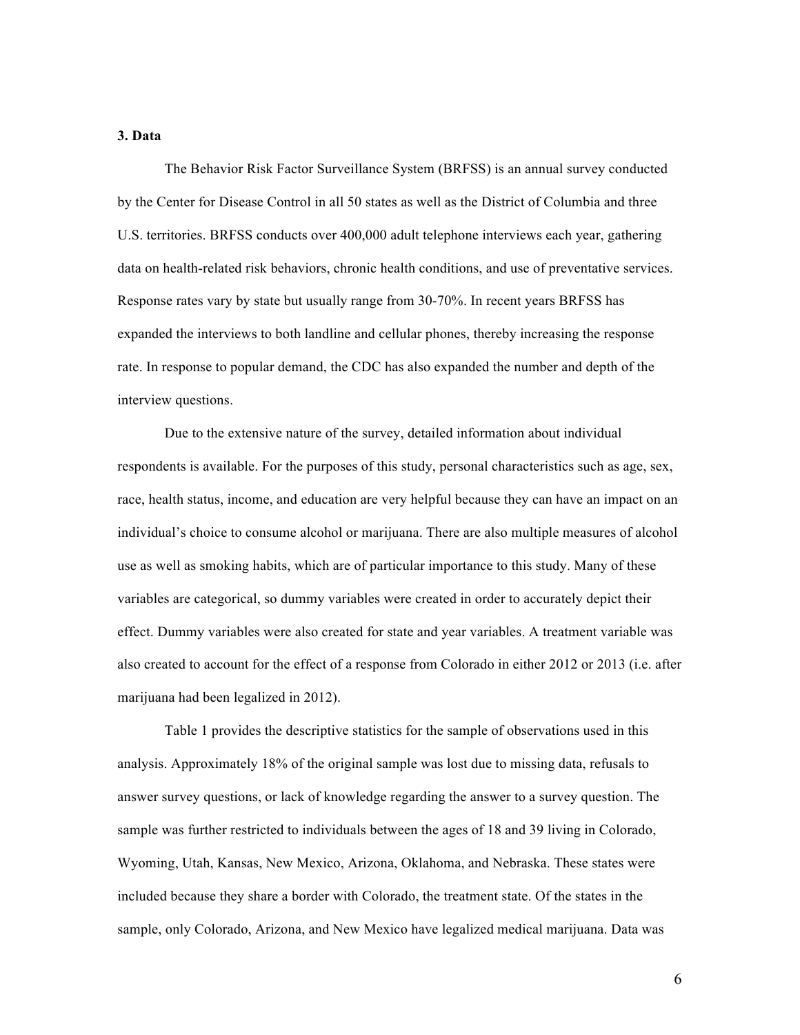## 3. Data

The Behavior Risk Factor Surveillance System (BRFSS) is an annual survey conducted by the Center for Disease Control in all 50 states as well as the District of Columbia and three U.S. territories. BRFSS conducts over 400,000 adult telephone interviews each year, gathering data on health-related risk behaviors, chronic health conditions, and use of preventative services. Response rates vary by state but usually range from 30-70%. In recent years BRFSS has expanded the interviews to both landline and cellular phones, thereby increasing the response rate. In response to popular demand, the CDC has also expanded the number and depth of the interview questions.

Due to the extensive nature of the survey, detailed information about individual respondents is available. For the purposes of this study, personal characteristics such as age, sex, race, health status, income, and education are very helpful because they can have an impact on an individual's choice to consume alcohol or marijuana. There are also multiple measures of alcohol use as well as smoking habits, which are of particular importance to this study. Many of these variables are categorical, so dummy variables were created in order to accurately depict their effect. Dummy variables were also created for state and year variables. A treatment variable was also created to account for the effect of a response from Colorado in either 2012 or 2013 (i.e. after marijuana had been legalized in 2012).

Table 1 provides the descriptive statistics for the sample of observations used in this analysis. Approximately 18% of the original sample was lost due to missing data, refusals to answer survey questions, or lack of knowledge regarding the answer to a survey question. The sample was further restricted to individuals between the ages of 18 and 39 living in Colorado, Wyoming, Utah, Kansas, New Mexico, Arizona, Oklahoma, and Nebraska. These states were included because they share a border with Colorado, the treatment state. Of the states in the sample, only Colorado, Arizona, and New Mexico have legalized medical marijuana. Data was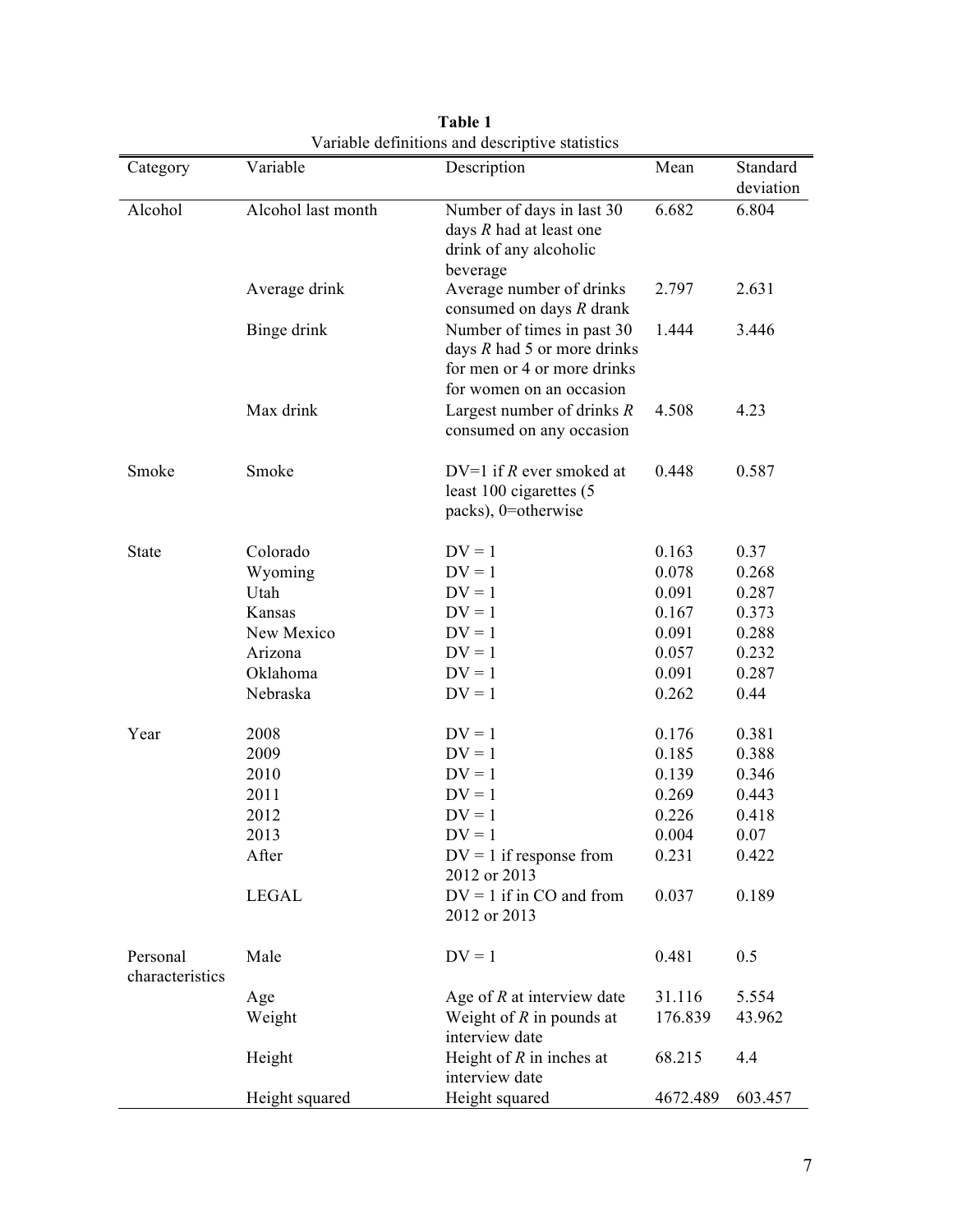**Table 1**

Variable definitions and descriptive statistics

| Category | Variable | Description | Mean | Standard deviation |
|---|---|---|---|---|
| Alcohol | Alcohol last month | Number of days in last 30 days *R* had at least one drink of any alcoholic beverage | 6.682 | 6.804 |
| | Average drink | Average number of drinks consumed on days *R* drank | 2.797 | 2.631 |
| | Binge drink | Number of times in past 30 days *R* had 5 or more drinks for men or 4 or more drinks for women on an occasion | 1.444 | 3.446 |
| | Max drink | Largest number of drinks *R* consumed on any occasion | 4.508 | 4.23 |
| Smoke | Smoke | DV=1 if *R* ever smoked at least 100 cigarettes (5 packs), 0=otherwise | 0.448 | 0.587 |
| State | Colorado | DV = 1 | 0.163 | 0.37 |
| | Wyoming | DV = 1 | 0.078 | 0.268 |
| | Utah | DV = 1 | 0.091 | 0.287 |
| | Kansas | DV = 1 | 0.167 | 0.373 |
| | New Mexico | DV = 1 | 0.091 | 0.288 |
| | Arizona | DV = 1 | 0.057 | 0.232 |
| | Oklahoma | DV = 1 | 0.091 | 0.287 |
| | Nebraska | DV = 1 | 0.262 | 0.44 |
| Year | 2008 | DV = 1 | 0.176 | 0.381 |
| | 2009 | DV = 1 | 0.185 | 0.388 |
| | 2010 | DV = 1 | 0.139 | 0.346 |
| | 2011 | DV = 1 | 0.269 | 0.443 |
| | 2012 | DV = 1 | 0.226 | 0.418 |
| | 2013 | DV = 1 | 0.004 | 0.07 |
| | After | DV = 1 if response from 2012 or 2013 | 0.231 | 0.422 |
| | LEGAL | DV = 1 if in CO and from 2012 or 2013 | 0.037 | 0.189 |
| Personal characteristics | Male | DV = 1 | 0.481 | 0.5 |
| | Age | Age of *R* at interview date | 31.116 | 5.554 |
| | Weight | Weight of *R* in pounds at interview date | 176.839 | 43.962 |
| | Height | Height of *R* in inches at interview date | 68.215 | 4.4 |
| | Height squared | Height squared | 4672.489 | 603.457 |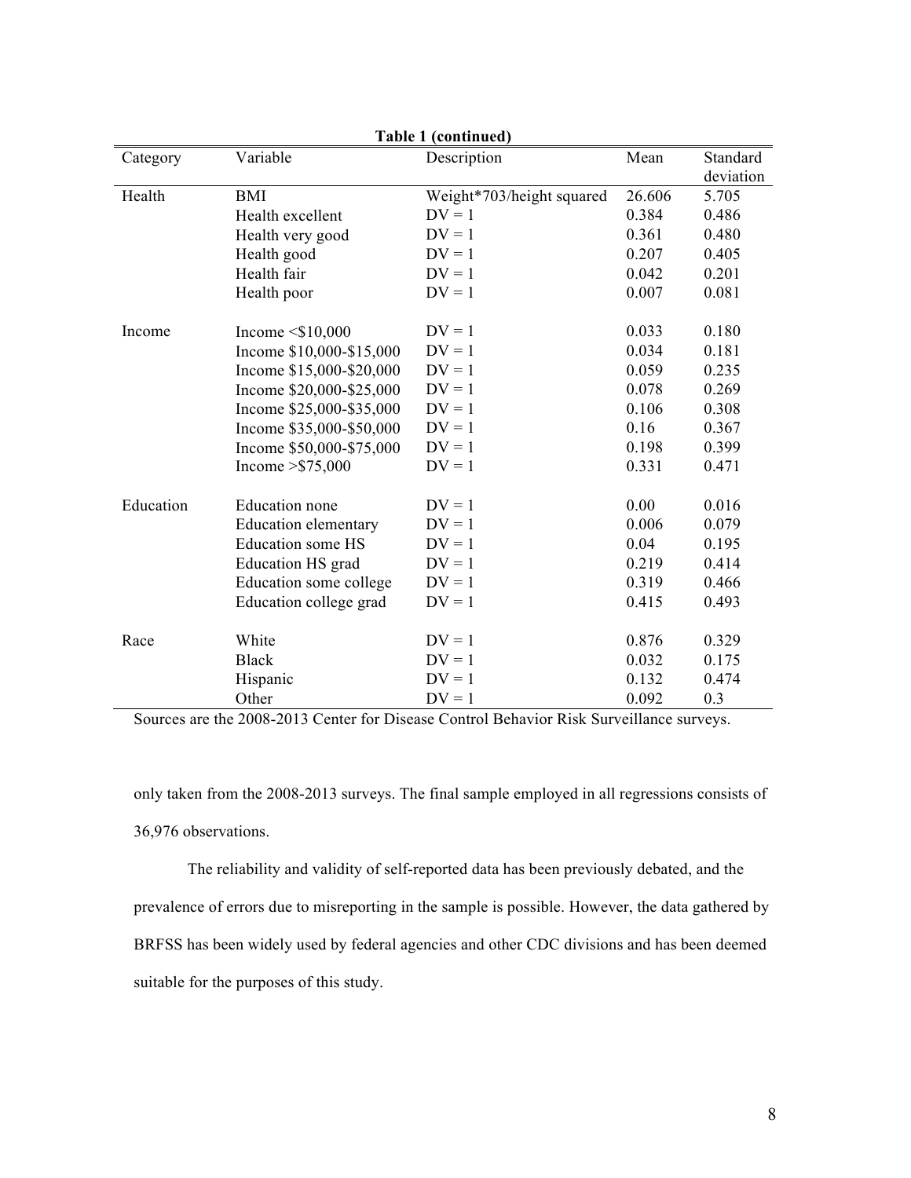**Table 1 (continued)**

| Category | Variable | Description | Mean | Standard deviation |
|---|---|---|---|---|
| Health | BMI | Weight*703/height squared | 26.606 | 5.705 |
| | Health excellent | DV = 1 | 0.384 | 0.486 |
| | Health very good | DV = 1 | 0.361 | 0.480 |
| | Health good | DV = 1 | 0.207 | 0.405 |
| | Health fair | DV = 1 | 0.042 | 0.201 |
| | Health poor | DV = 1 | 0.007 | 0.081 |
| Income | Income <$10,000 | DV = 1 | 0.033 | 0.180 |
| | Income $10,000-$15,000 | DV = 1 | 0.034 | 0.181 |
| | Income $15,000-$20,000 | DV = 1 | 0.059 | 0.235 |
| | Income $20,000-$25,000 | DV = 1 | 0.078 | 0.269 |
| | Income $25,000-$35,000 | DV = 1 | 0.106 | 0.308 |
| | Income $35,000-$50,000 | DV = 1 | 0.16 | 0.367 |
| | Income $50,000-$75,000 | DV = 1 | 0.198 | 0.399 |
| | Income >$75,000 | DV = 1 | 0.331 | 0.471 |
| Education | Education none | DV = 1 | 0.00 | 0.016 |
| | Education elementary | DV = 1 | 0.006 | 0.079 |
| | Education some HS | DV = 1 | 0.04 | 0.195 |
| | Education HS grad | DV = 1 | 0.219 | 0.414 |
| | Education some college | DV = 1 | 0.319 | 0.466 |
| | Education college grad | DV = 1 | 0.415 | 0.493 |
| Race | White | DV = 1 | 0.876 | 0.329 |
| | Black | DV = 1 | 0.032 | 0.175 |
| | Hispanic | DV = 1 | 0.132 | 0.474 |
| | Other | DV = 1 | 0.092 | 0.3 |

Sources are the 2008-2013 Center for Disease Control Behavior Risk Surveillance surveys.

only taken from the 2008-2013 surveys. The final sample employed in all regressions consists of 36,976 observations.

The reliability and validity of self-reported data has been previously debated, and the prevalence of errors due to misreporting in the sample is possible. However, the data gathered by BRFSS has been widely used by federal agencies and other CDC divisions and has been deemed suitable for the purposes of this study.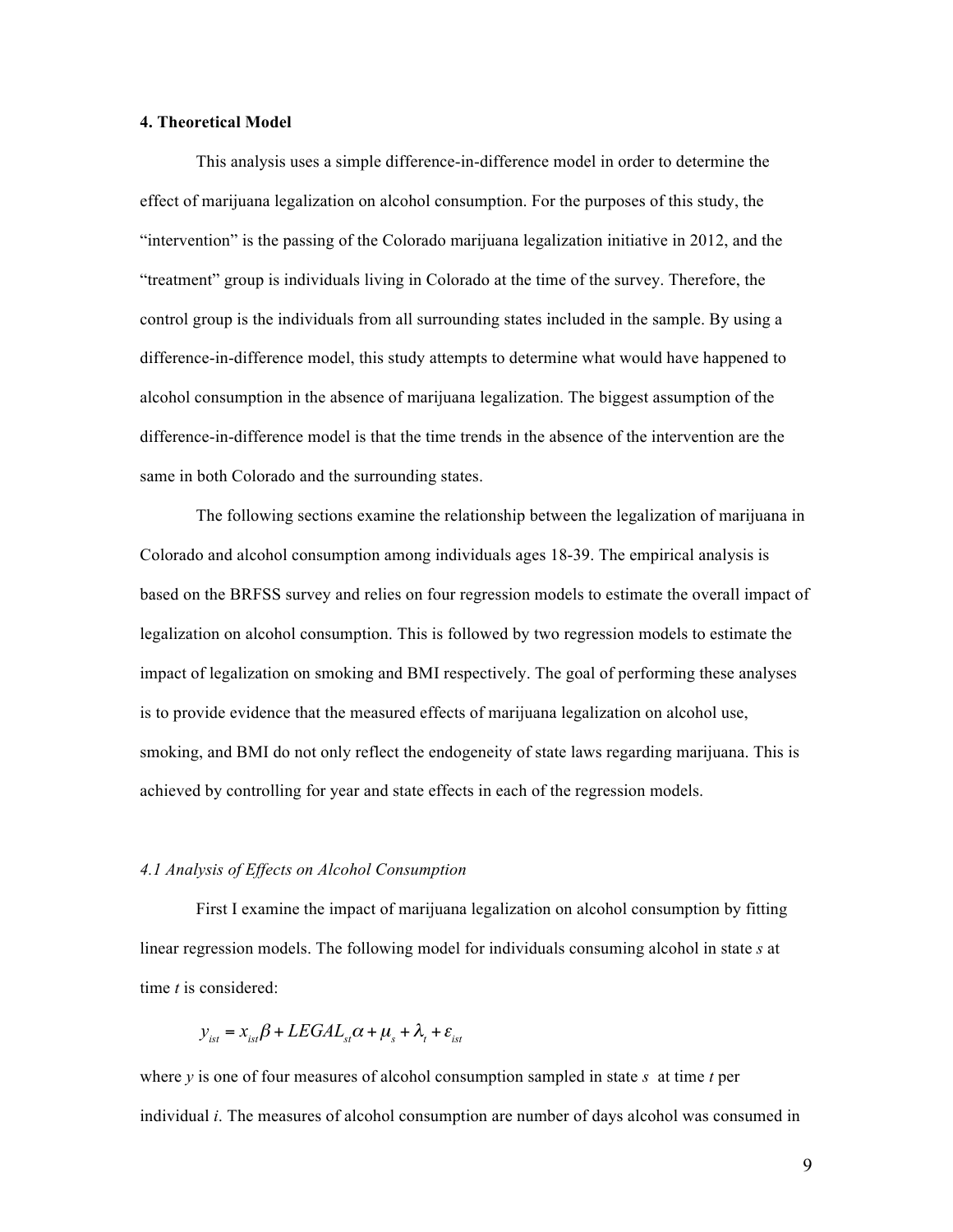## 4. Theoretical Model

This analysis uses a simple difference-in-difference model in order to determine the effect of marijuana legalization on alcohol consumption. For the purposes of this study, the "intervention" is the passing of the Colorado marijuana legalization initiative in 2012, and the "treatment" group is individuals living in Colorado at the time of the survey. Therefore, the control group is the individuals from all surrounding states included in the sample. By using a difference-in-difference model, this study attempts to determine what would have happened to alcohol consumption in the absence of marijuana legalization. The biggest assumption of the difference-in-difference model is that the time trends in the absence of the intervention are the same in both Colorado and the surrounding states.

The following sections examine the relationship between the legalization of marijuana in Colorado and alcohol consumption among individuals ages 18-39. The empirical analysis is based on the BRFSS survey and relies on four regression models to estimate the overall impact of legalization on alcohol consumption. This is followed by two regression models to estimate the impact of legalization on smoking and BMI respectively. The goal of performing these analyses is to provide evidence that the measured effects of marijuana legalization on alcohol use, smoking, and BMI do not only reflect the endogeneity of state laws regarding marijuana. This is achieved by controlling for year and state effects in each of the regression models.

### *4.1 Analysis of Effects on Alcohol Consumption*

First I examine the impact of marijuana legalization on alcohol consumption by fitting linear regression models. The following model for individuals consuming alcohol in state *s* at time *t* is considered:

$$y_{ist} = x_{ist}\beta + LEGAL_{st}\alpha + \mu_s + \lambda_t + \varepsilon_{ist}$$

where *y* is one of four measures of alcohol consumption sampled in state *s* at time *t* per individual *i*. The measures of alcohol consumption are number of days alcohol was consumed in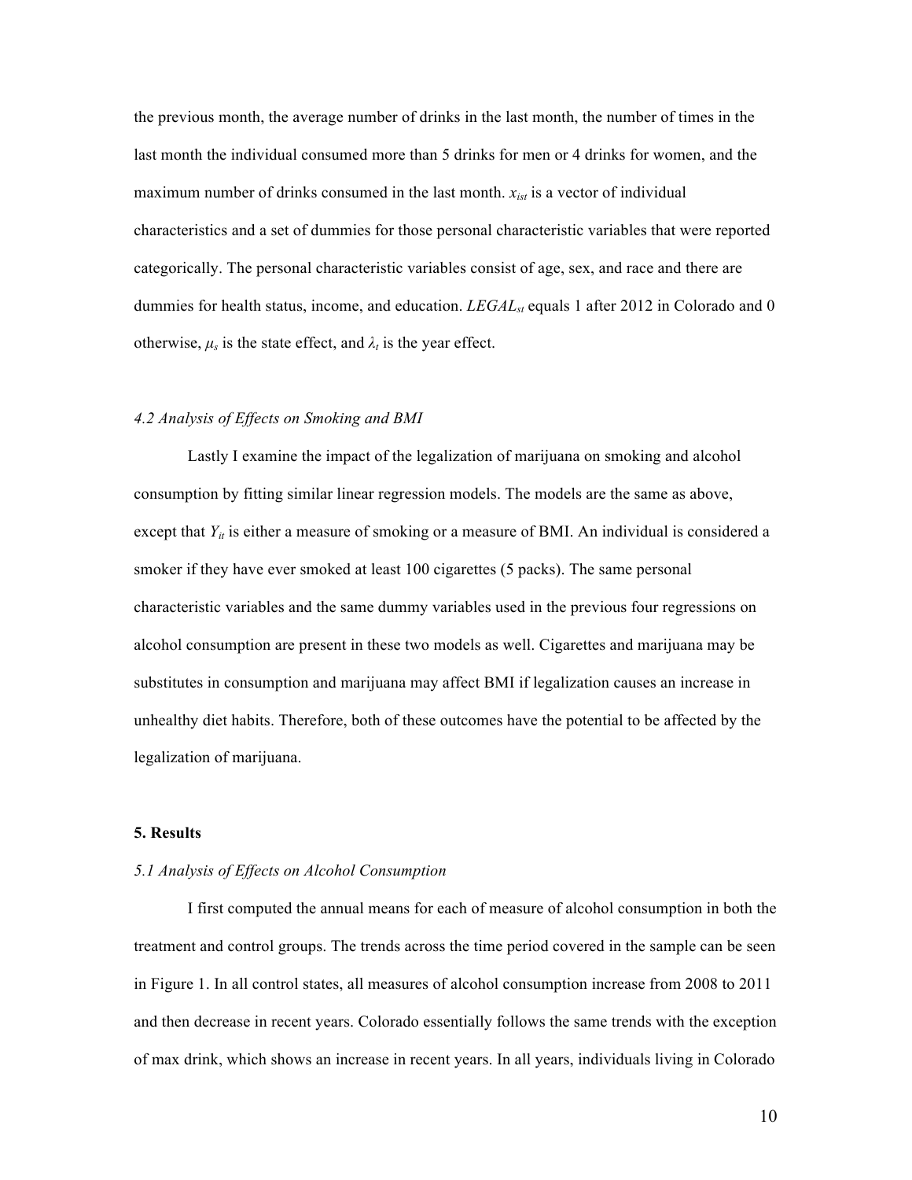the previous month, the average number of drinks in the last month, the number of times in the last month the individual consumed more than 5 drinks for men or 4 drinks for women, and the maximum number of drinks consumed in the last month. $x_{ist}$ is a vector of individual characteristics and a set of dummies for those personal characteristic variables that were reported categorically. The personal characteristic variables consist of age, sex, and race and there are dummies for health status, income, and education. $LEGAL_{st}$ equals 1 after 2012 in Colorado and 0 otherwise, $\mu_s$ is the state effect, and $\lambda_t$ is the year effect.

### *4.2 Analysis of Effects on Smoking and BMI*

Lastly I examine the impact of the legalization of marijuana on smoking and alcohol consumption by fitting similar linear regression models. The models are the same as above, except that $Y_{it}$ is either a measure of smoking or a measure of BMI. An individual is considered a smoker if they have ever smoked at least 100 cigarettes (5 packs). The same personal characteristic variables and the same dummy variables used in the previous four regressions on alcohol consumption are present in these two models as well. Cigarettes and marijuana may be substitutes in consumption and marijuana may affect BMI if legalization causes an increase in unhealthy diet habits. Therefore, both of these outcomes have the potential to be affected by the legalization of marijuana.

## 5. Results

### *5.1 Analysis of Effects on Alcohol Consumption*

I first computed the annual means for each of measure of alcohol consumption in both the treatment and control groups. The trends across the time period covered in the sample can be seen in Figure 1. In all control states, all measures of alcohol consumption increase from 2008 to 2011 and then decrease in recent years. Colorado essentially follows the same trends with the exception of max drink, which shows an increase in recent years. In all years, individuals living in Colorado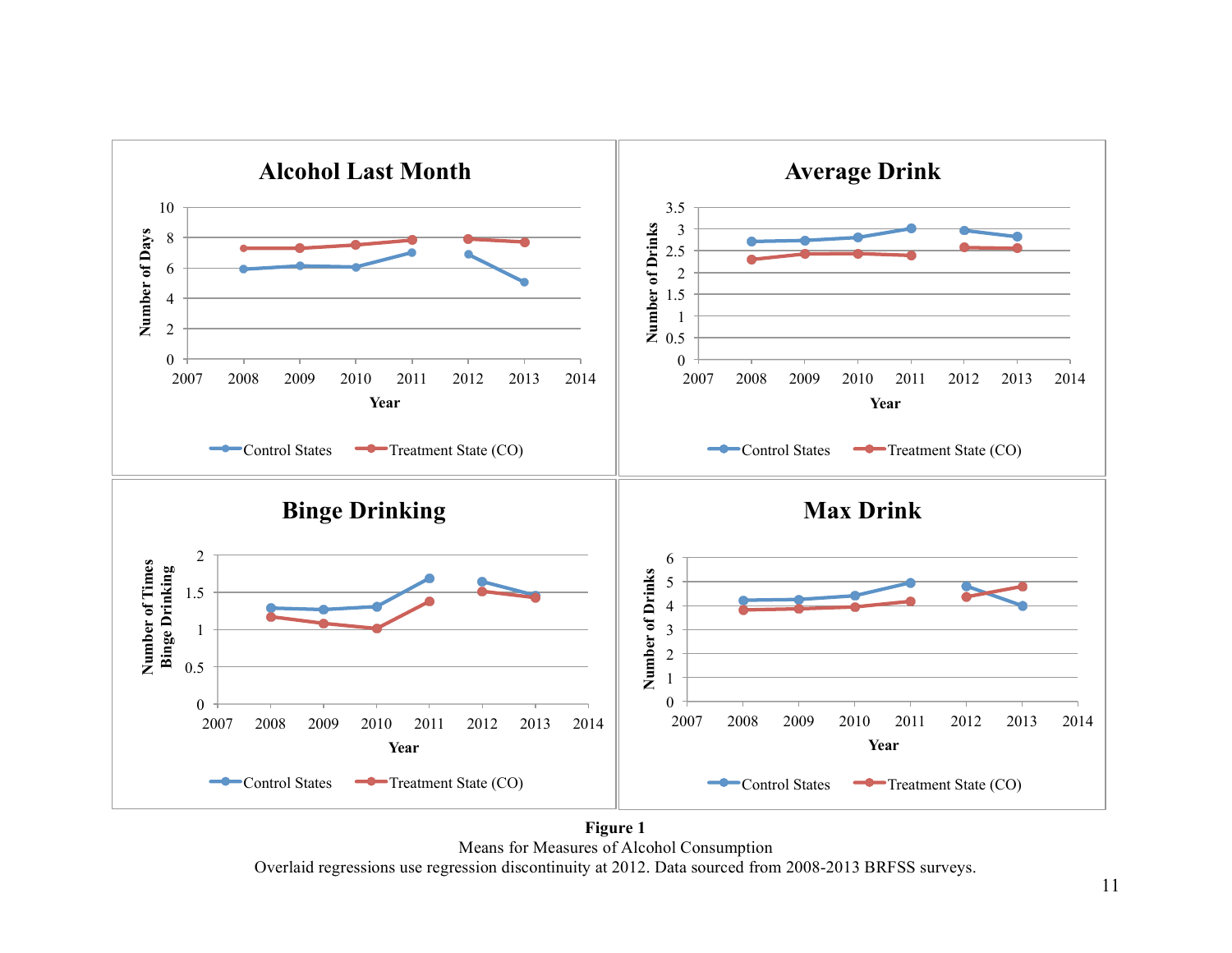**Figure 1**

Means for Measures of Alcohol Consumption

Overlaid regressions use regression discontinuity at 2012. Data sourced from 2008-2013 BRFSS surveys.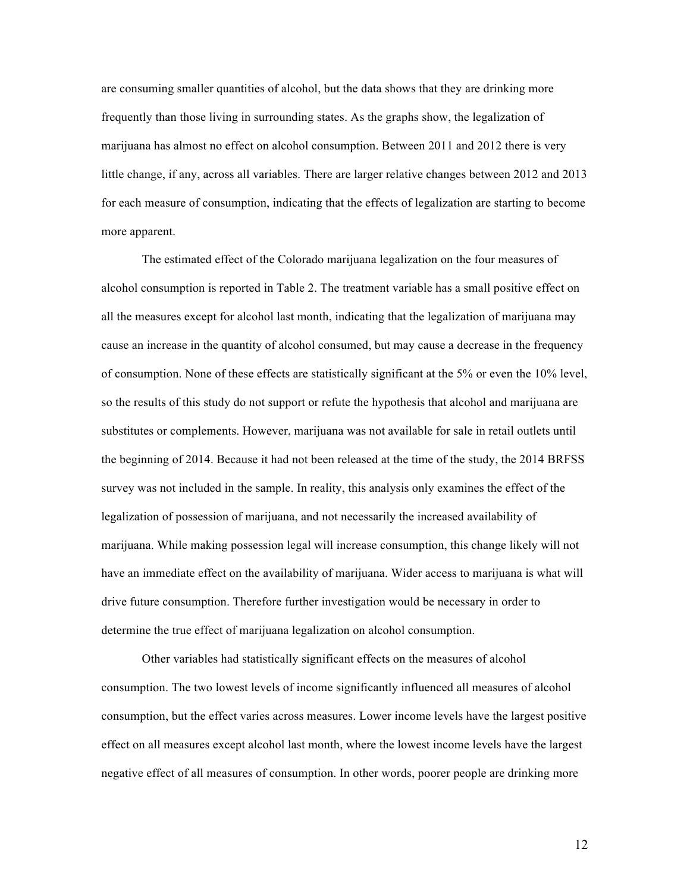are consuming smaller quantities of alcohol, but the data shows that they are drinking more frequently than those living in surrounding states. As the graphs show, the legalization of marijuana has almost no effect on alcohol consumption. Between 2011 and 2012 there is very little change, if any, across all variables. There are larger relative changes between 2012 and 2013 for each measure of consumption, indicating that the effects of legalization are starting to become more apparent.

The estimated effect of the Colorado marijuana legalization on the four measures of alcohol consumption is reported in Table 2. The treatment variable has a small positive effect on all the measures except for alcohol last month, indicating that the legalization of marijuana may cause an increase in the quantity of alcohol consumed, but may cause a decrease in the frequency of consumption. None of these effects are statistically significant at the 5% or even the 10% level, so the results of this study do not support or refute the hypothesis that alcohol and marijuana are substitutes or complements. However, marijuana was not available for sale in retail outlets until the beginning of 2014. Because it had not been released at the time of the study, the 2014 BRFSS survey was not included in the sample. In reality, this analysis only examines the effect of the legalization of possession of marijuana, and not necessarily the increased availability of marijuana. While making possession legal will increase consumption, this change likely will not have an immediate effect on the availability of marijuana. Wider access to marijuana is what will drive future consumption. Therefore further investigation would be necessary in order to determine the true effect of marijuana legalization on alcohol consumption.

Other variables had statistically significant effects on the measures of alcohol consumption. The two lowest levels of income significantly influenced all measures of alcohol consumption, but the effect varies across measures. Lower income levels have the largest positive effect on all measures except alcohol last month, where the lowest income levels have the largest negative effect of all measures of consumption. In other words, poorer people are drinking more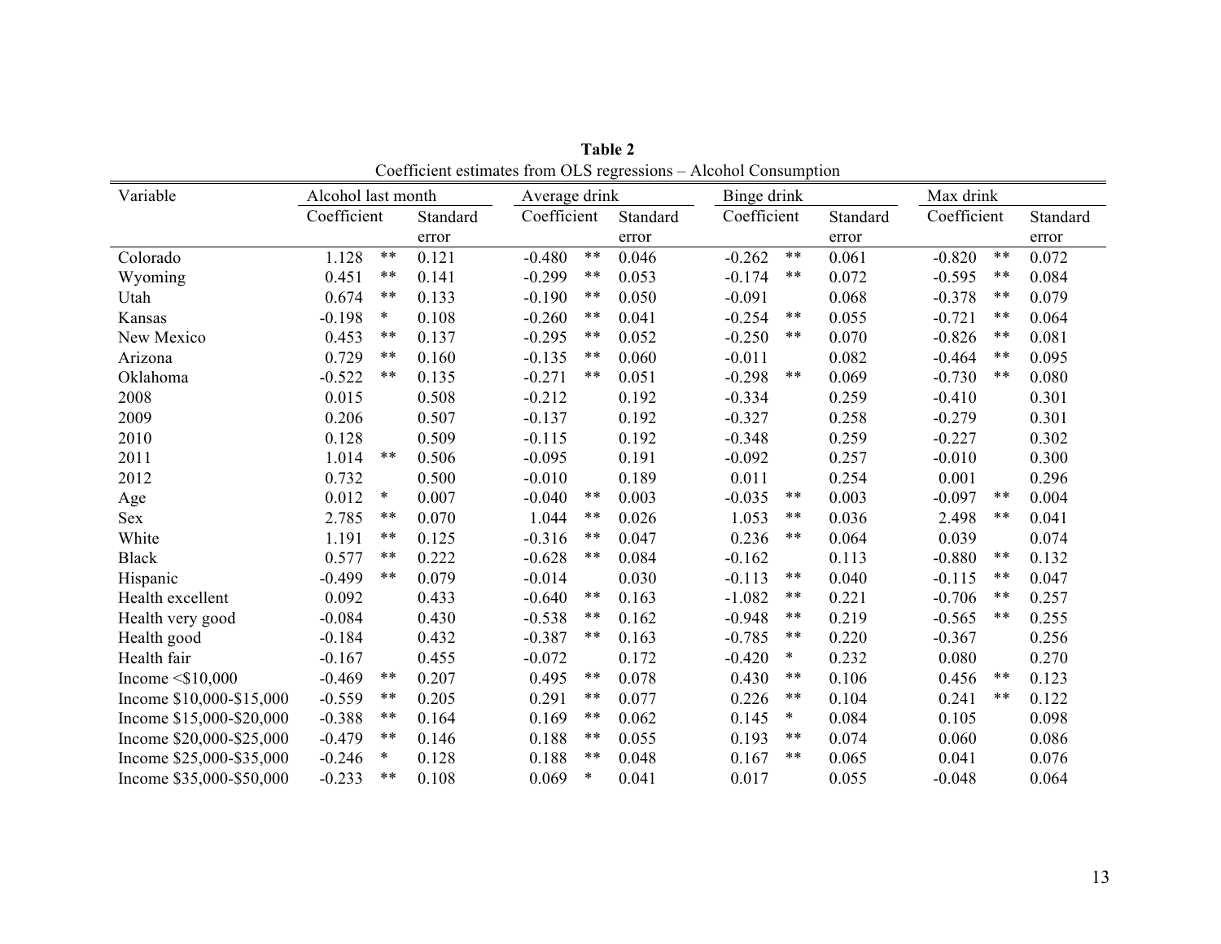**Table 2**

Coefficient estimates from OLS regressions – Alcohol Consumption

| Variable | Alcohol last month | | | Average drink | | | Binge drink | | | Max drink | | |
|---|---|---|---|---|---|---|---|---|---|---|---|---|
| | Coefficient | | Standard error | Coefficient | | Standard error | Coefficient | | Standard error | Coefficient | | Standard error |
| Colorado | 1.128 | ** | 0.121 | -0.480 | ** | 0.046 | -0.262 | ** | 0.061 | -0.820 | ** | 0.072 |
| Wyoming | 0.451 | ** | 0.141 | -0.299 | ** | 0.053 | -0.174 | ** | 0.072 | -0.595 | ** | 0.084 |
| Utah | 0.674 | ** | 0.133 | -0.190 | ** | 0.050 | -0.091 | | 0.068 | -0.378 | ** | 0.079 |
| Kansas | -0.198 | * | 0.108 | -0.260 | ** | 0.041 | -0.254 | ** | 0.055 | -0.721 | ** | 0.064 |
| New Mexico | 0.453 | ** | 0.137 | -0.295 | ** | 0.052 | -0.250 | ** | 0.070 | -0.826 | ** | 0.081 |
| Arizona | 0.729 | ** | 0.160 | -0.135 | ** | 0.060 | -0.011 | | 0.082 | -0.464 | ** | 0.095 |
| Oklahoma | -0.522 | ** | 0.135 | -0.271 | ** | 0.051 | -0.298 | ** | 0.069 | -0.730 | ** | 0.080 |
| 2008 | 0.015 | | 0.508 | -0.212 | | 0.192 | -0.334 | | 0.259 | -0.410 | | 0.301 |
| 2009 | 0.206 | | 0.507 | -0.137 | | 0.192 | -0.327 | | 0.258 | -0.279 | | 0.301 |
| 2010 | 0.128 | | 0.509 | -0.115 | | 0.192 | -0.348 | | 0.259 | -0.227 | | 0.302 |
| 2011 | 1.014 | ** | 0.506 | -0.095 | | 0.191 | -0.092 | | 0.257 | -0.010 | | 0.300 |
| 2012 | 0.732 | | 0.500 | -0.010 | | 0.189 | 0.011 | | 0.254 | 0.001 | | 0.296 |
| Age | 0.012 | * | 0.007 | -0.040 | ** | 0.003 | -0.035 | ** | 0.003 | -0.097 | ** | 0.004 |
| Sex | 2.785 | ** | 0.070 | 1.044 | ** | 0.026 | 1.053 | ** | 0.036 | 2.498 | ** | 0.041 |
| White | 1.191 | ** | 0.125 | -0.316 | ** | 0.047 | 0.236 | ** | 0.064 | 0.039 | | 0.074 |
| Black | 0.577 | ** | 0.222 | -0.628 | ** | 0.084 | -0.162 | | 0.113 | -0.880 | ** | 0.132 |
| Hispanic | -0.499 | ** | 0.079 | -0.014 | | 0.030 | -0.113 | ** | 0.040 | -0.115 | ** | 0.047 |
| Health excellent | 0.092 | | 0.433 | -0.640 | ** | 0.163 | -1.082 | ** | 0.221 | -0.706 | ** | 0.257 |
| Health very good | -0.084 | | 0.430 | -0.538 | ** | 0.162 | -0.948 | ** | 0.219 | -0.565 | ** | 0.255 |
| Health good | -0.184 | | 0.432 | -0.387 | ** | 0.163 | -0.785 | ** | 0.220 | -0.367 | | 0.256 |
| Health fair | -0.167 | | 0.455 | -0.072 | | 0.172 | -0.420 | * | 0.232 | 0.080 | | 0.270 |
| Income <$10,000 | -0.469 | ** | 0.207 | 0.495 | ** | 0.078 | 0.430 | ** | 0.106 | 0.456 | ** | 0.123 |
| Income $10,000-$15,000 | -0.559 | ** | 0.205 | 0.291 | ** | 0.077 | 0.226 | ** | 0.104 | 0.241 | ** | 0.122 |
| Income $15,000-$20,000 | -0.388 | ** | 0.164 | 0.169 | ** | 0.062 | 0.145 | * | 0.084 | 0.105 | | 0.098 |
| Income $20,000-$25,000 | -0.479 | ** | 0.146 | 0.188 | ** | 0.055 | 0.193 | ** | 0.074 | 0.060 | | 0.086 |
| Income $25,000-$35,000 | -0.246 | * | 0.128 | 0.188 | ** | 0.048 | 0.167 | ** | 0.065 | 0.041 | | 0.076 |
| Income $35,000-$50,000 | -0.233 | ** | 0.108 | 0.069 | * | 0.041 | 0.017 | | 0.055 | -0.048 | | 0.064 |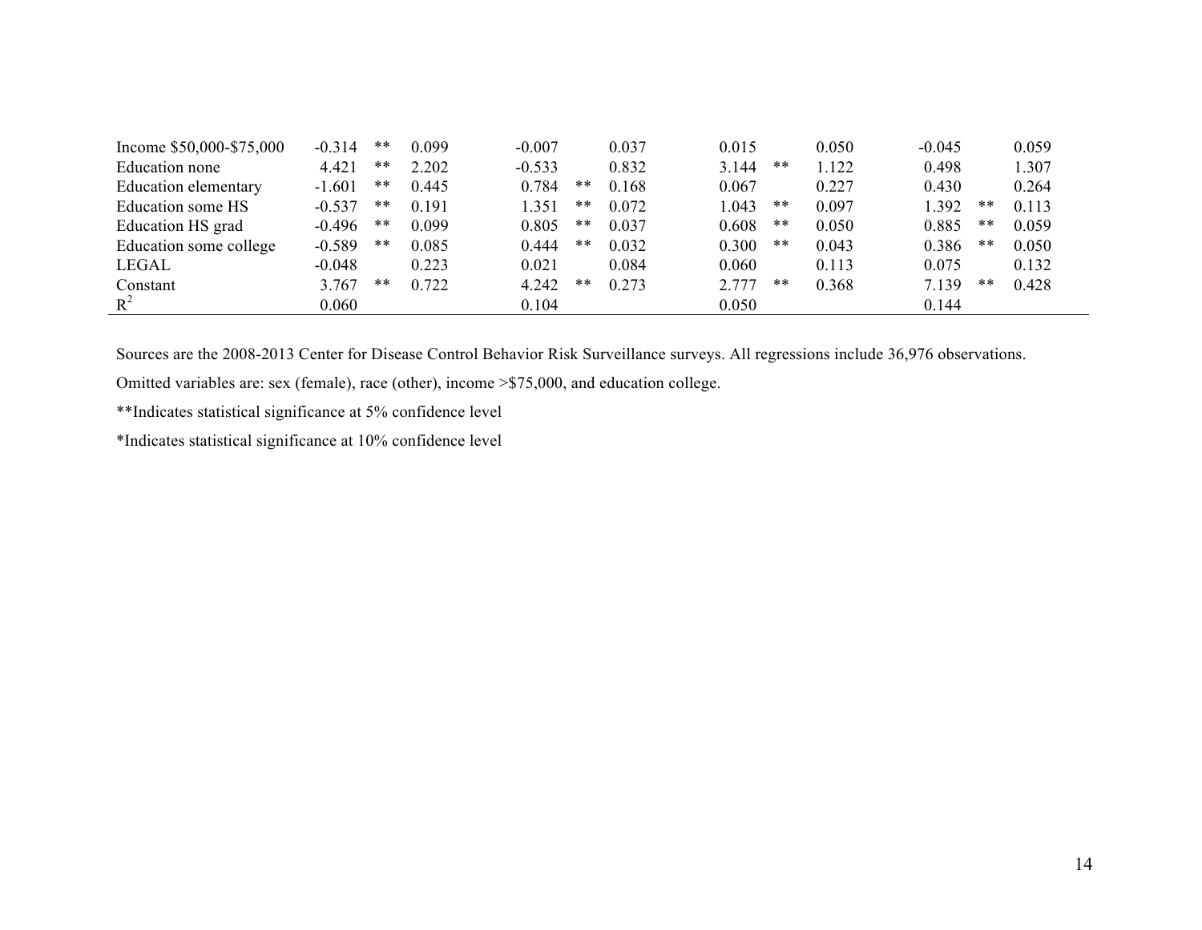| | | | | | | | | | | | | |
|---|---|---|---|---|---|---|---|---|---|---|---|---|
| Income $50,000-$75,000 | -0.314 | ** | 0.099 | -0.007 | | 0.037 | 0.015 | | 0.050 | -0.045 | | 0.059 |
| Education none | 4.421 | ** | 2.202 | -0.533 | | 0.832 | 3.144 | ** | 1.122 | 0.498 | | 1.307 |
| Education elementary | -1.601 | ** | 0.445 | 0.784 | ** | 0.168 | 0.067 | | 0.227 | 0.430 | | 0.264 |
| Education some HS | -0.537 | ** | 0.191 | 1.351 | ** | 0.072 | 1.043 | ** | 0.097 | 1.392 | ** | 0.113 |
| Education HS grad | -0.496 | ** | 0.099 | 0.805 | ** | 0.037 | 0.608 | ** | 0.050 | 0.885 | ** | 0.059 |
| Education some college | -0.589 | ** | 0.085 | 0.444 | ** | 0.032 | 0.300 | ** | 0.043 | 0.386 | ** | 0.050 |
| LEGAL | -0.048 | | 0.223 | 0.021 | | 0.084 | 0.060 | | 0.113 | 0.075 | | 0.132 |
| Constant | 3.767 | ** | 0.722 | 4.242 | ** | 0.273 | 2.777 | ** | 0.368 | 7.139 | ** | 0.428 |
| $R^2$ | 0.060 | | | 0.104 | | | 0.050 | | | 0.144 | | |

Sources are the 2008-2013 Center for Disease Control Behavior Risk Surveillance surveys. All regressions include 36,976 observations.

Omitted variables are: sex (female), race (other), income >$75,000, and education college.

**Indicates statistical significance at 5% confidence level

*Indicates statistical significance at 10% confidence level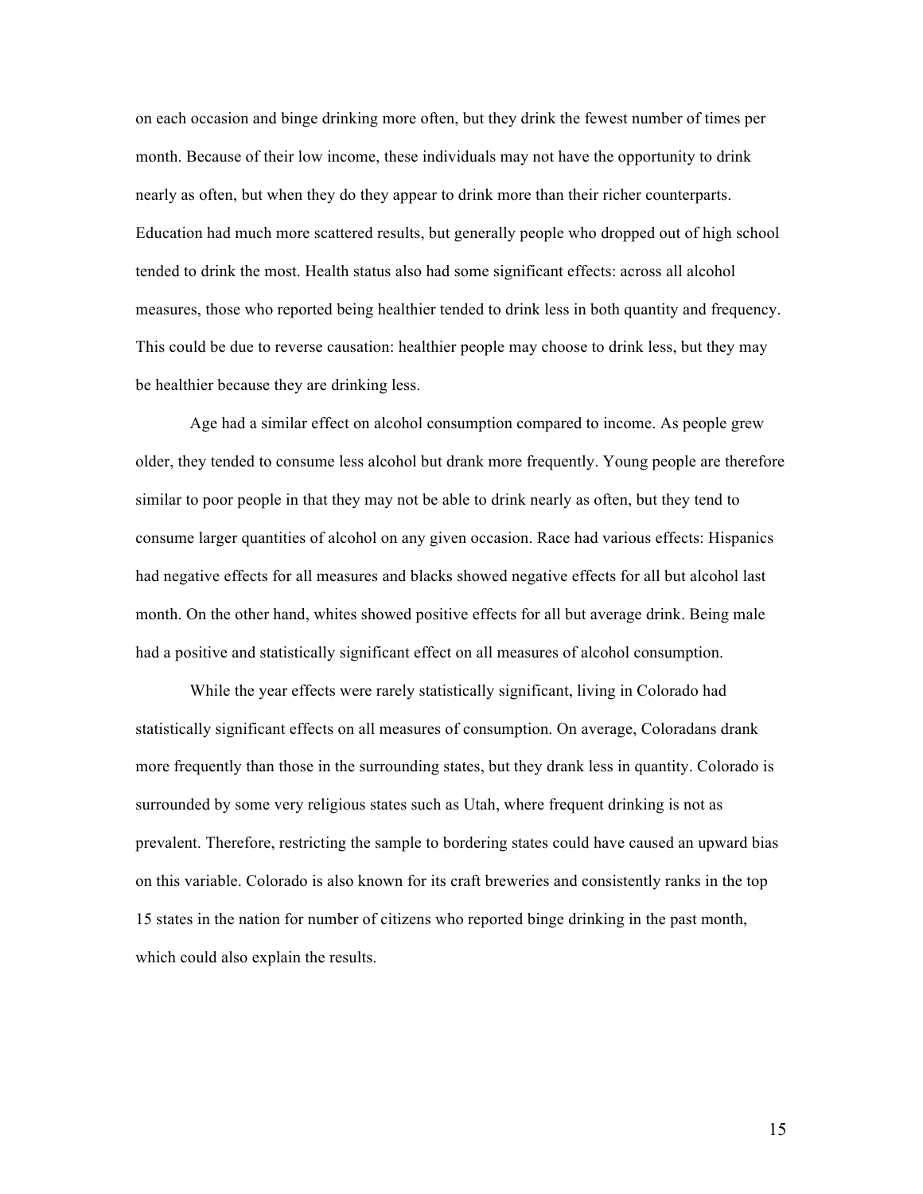on each occasion and binge drinking more often, but they drink the fewest number of times per month. Because of their low income, these individuals may not have the opportunity to drink nearly as often, but when they do they appear to drink more than their richer counterparts. Education had much more scattered results, but generally people who dropped out of high school tended to drink the most. Health status also had some significant effects: across all alcohol measures, those who reported being healthier tended to drink less in both quantity and frequency. This could be due to reverse causation: healthier people may choose to drink less, but they may be healthier because they are drinking less.

Age had a similar effect on alcohol consumption compared to income. As people grew older, they tended to consume less alcohol but drank more frequently. Young people are therefore similar to poor people in that they may not be able to drink nearly as often, but they tend to consume larger quantities of alcohol on any given occasion. Race had various effects: Hispanics had negative effects for all measures and blacks showed negative effects for all but alcohol last month. On the other hand, whites showed positive effects for all but average drink. Being male had a positive and statistically significant effect on all measures of alcohol consumption.

While the year effects were rarely statistically significant, living in Colorado had statistically significant effects on all measures of consumption. On average, Coloradans drank more frequently than those in the surrounding states, but they drank less in quantity. Colorado is surrounded by some very religious states such as Utah, where frequent drinking is not as prevalent. Therefore, restricting the sample to bordering states could have caused an upward bias on this variable. Colorado is also known for its craft breweries and consistently ranks in the top 15 states in the nation for number of citizens who reported binge drinking in the past month, which could also explain the results.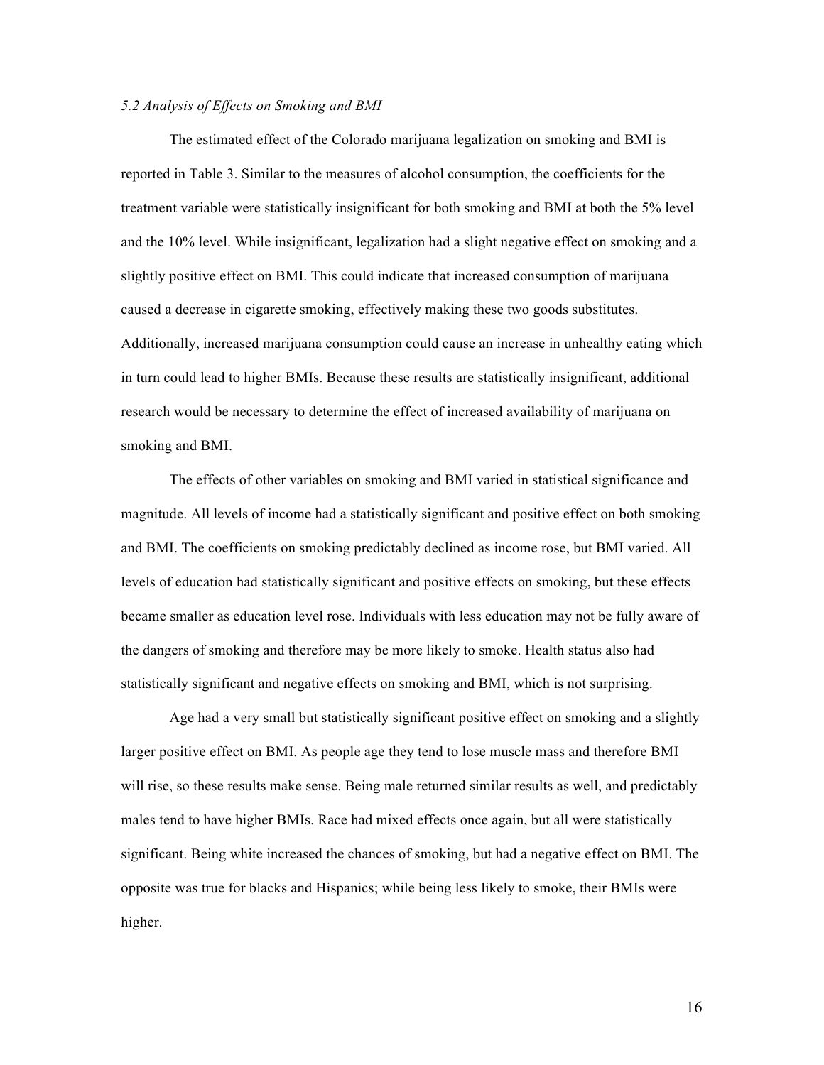*5.2 Analysis of Effects on Smoking and BMI*

The estimated effect of the Colorado marijuana legalization on smoking and BMI is reported in Table 3. Similar to the measures of alcohol consumption, the coefficients for the treatment variable were statistically insignificant for both smoking and BMI at both the 5% level and the 10% level. While insignificant, legalization had a slight negative effect on smoking and a slightly positive effect on BMI. This could indicate that increased consumption of marijuana caused a decrease in cigarette smoking, effectively making these two goods substitutes. Additionally, increased marijuana consumption could cause an increase in unhealthy eating which in turn could lead to higher BMIs. Because these results are statistically insignificant, additional research would be necessary to determine the effect of increased availability of marijuana on smoking and BMI.

The effects of other variables on smoking and BMI varied in statistical significance and magnitude. All levels of income had a statistically significant and positive effect on both smoking and BMI. The coefficients on smoking predictably declined as income rose, but BMI varied. All levels of education had statistically significant and positive effects on smoking, but these effects became smaller as education level rose. Individuals with less education may not be fully aware of the dangers of smoking and therefore may be more likely to smoke. Health status also had statistically significant and negative effects on smoking and BMI, which is not surprising.

Age had a very small but statistically significant positive effect on smoking and a slightly larger positive effect on BMI. As people age they tend to lose muscle mass and therefore BMI will rise, so these results make sense. Being male returned similar results as well, and predictably males tend to have higher BMIs. Race had mixed effects once again, but all were statistically significant. Being white increased the chances of smoking, but had a negative effect on BMI. The opposite was true for blacks and Hispanics; while being less likely to smoke, their BMIs were higher.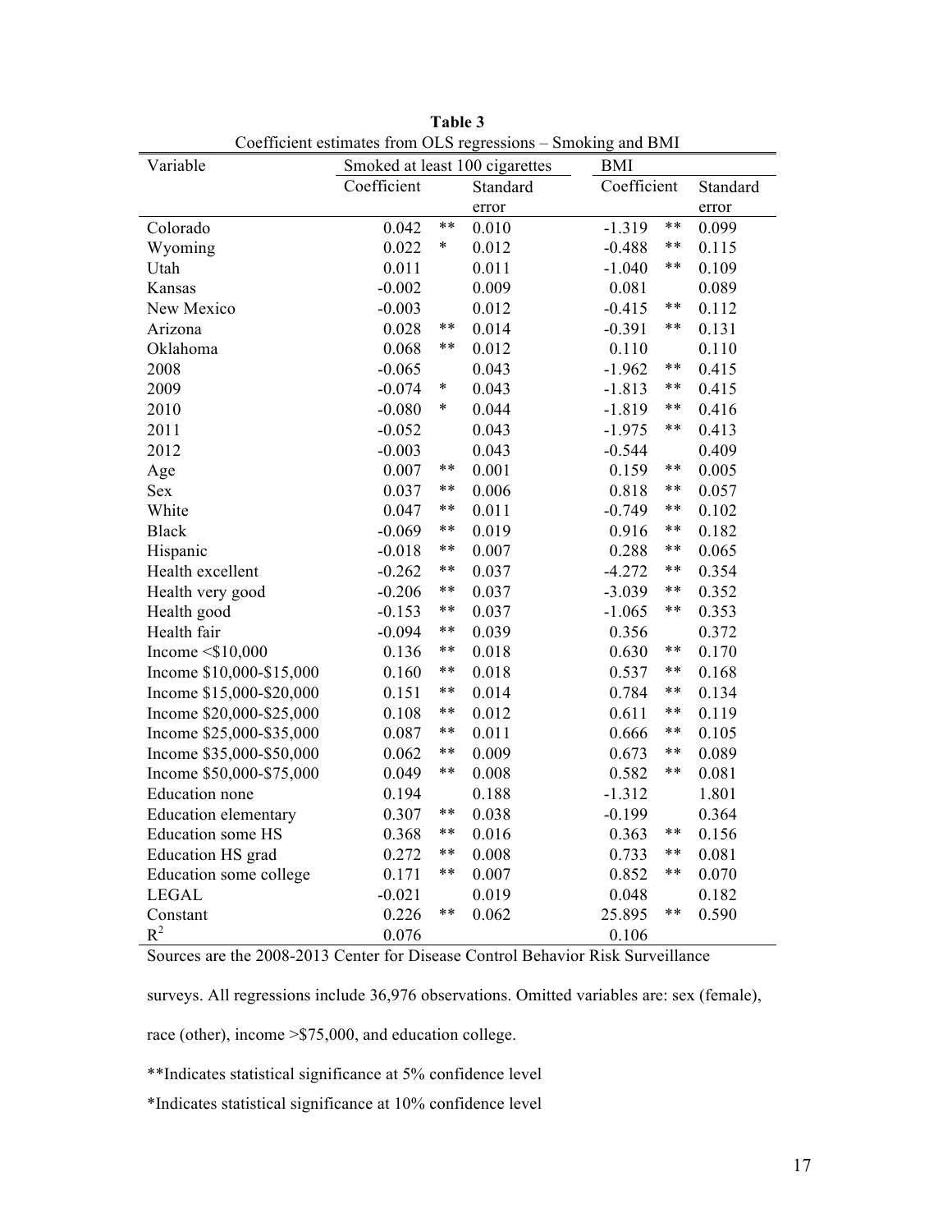**Table 3**

Coefficient estimates from OLS regressions – Smoking and BMI

| Variable | Smoked at least 100 cigarettes | | | BMI | | |
|---|---|---|---|---|---|---|
| | Coefficient | | Standard error | Coefficient | | Standard error |
| Colorado | 0.042 | ** | 0.010 | -1.319 | ** | 0.099 |
| Wyoming | 0.022 | * | 0.012 | -0.488 | ** | 0.115 |
| Utah | 0.011 | | 0.011 | -1.040 | ** | 0.109 |
| Kansas | -0.002 | | 0.009 | 0.081 | | 0.089 |
| New Mexico | -0.003 | | 0.012 | -0.415 | ** | 0.112 |
| Arizona | 0.028 | ** | 0.014 | -0.391 | ** | 0.131 |
| Oklahoma | 0.068 | ** | 0.012 | 0.110 | | 0.110 |
| 2008 | -0.065 | | 0.043 | -1.962 | ** | 0.415 |
| 2009 | -0.074 | * | 0.043 | -1.813 | ** | 0.415 |
| 2010 | -0.080 | * | 0.044 | -1.819 | ** | 0.416 |
| 2011 | -0.052 | | 0.043 | -1.975 | ** | 0.413 |
| 2012 | -0.003 | | 0.043 | -0.544 | | 0.409 |
| Age | 0.007 | ** | 0.001 | 0.159 | ** | 0.005 |
| Sex | 0.037 | ** | 0.006 | 0.818 | ** | 0.057 |
| White | 0.047 | ** | 0.011 | -0.749 | ** | 0.102 |
| Black | -0.069 | ** | 0.019 | 0.916 | ** | 0.182 |
| Hispanic | -0.018 | ** | 0.007 | 0.288 | ** | 0.065 |
| Health excellent | -0.262 | ** | 0.037 | -4.272 | ** | 0.354 |
| Health very good | -0.206 | ** | 0.037 | -3.039 | ** | 0.352 |
| Health good | -0.153 | ** | 0.037 | -1.065 | ** | 0.353 |
| Health fair | -0.094 | ** | 0.039 | 0.356 | | 0.372 |
| Income <$10,000 | 0.136 | ** | 0.018 | 0.630 | ** | 0.170 |
| Income $10,000-$15,000 | 0.160 | ** | 0.018 | 0.537 | ** | 0.168 |
| Income $15,000-$20,000 | 0.151 | ** | 0.014 | 0.784 | ** | 0.134 |
| Income $20,000-$25,000 | 0.108 | ** | 0.012 | 0.611 | ** | 0.119 |
| Income $25,000-$35,000 | 0.087 | ** | 0.011 | 0.666 | ** | 0.105 |
| Income $35,000-$50,000 | 0.062 | ** | 0.009 | 0.673 | ** | 0.089 |
| Income $50,000-$75,000 | 0.049 | ** | 0.008 | 0.582 | ** | 0.081 |
| Education none | 0.194 | | 0.188 | -1.312 | | 1.801 |
| Education elementary | 0.307 | ** | 0.038 | -0.199 | | 0.364 |
| Education some HS | 0.368 | ** | 0.016 | 0.363 | ** | 0.156 |
| Education HS grad | 0.272 | ** | 0.008 | 0.733 | ** | 0.081 |
| Education some college | 0.171 | ** | 0.007 | 0.852 | ** | 0.070 |
| LEGAL | -0.021 | | 0.019 | 0.048 | | 0.182 |
| Constant | 0.226 | ** | 0.062 | 25.895 | ** | 0.590 |
| $R^2$ | 0.076 | | | 0.106 | | |

Sources are the 2008-2013 Center for Disease Control Behavior Risk Surveillance surveys. All regressions include 36,976 observations. Omitted variables are: sex (female), race (other), income >$75,000, and education college.

**Indicates statistical significance at 5% confidence level

*Indicates statistical significance at 10% confidence level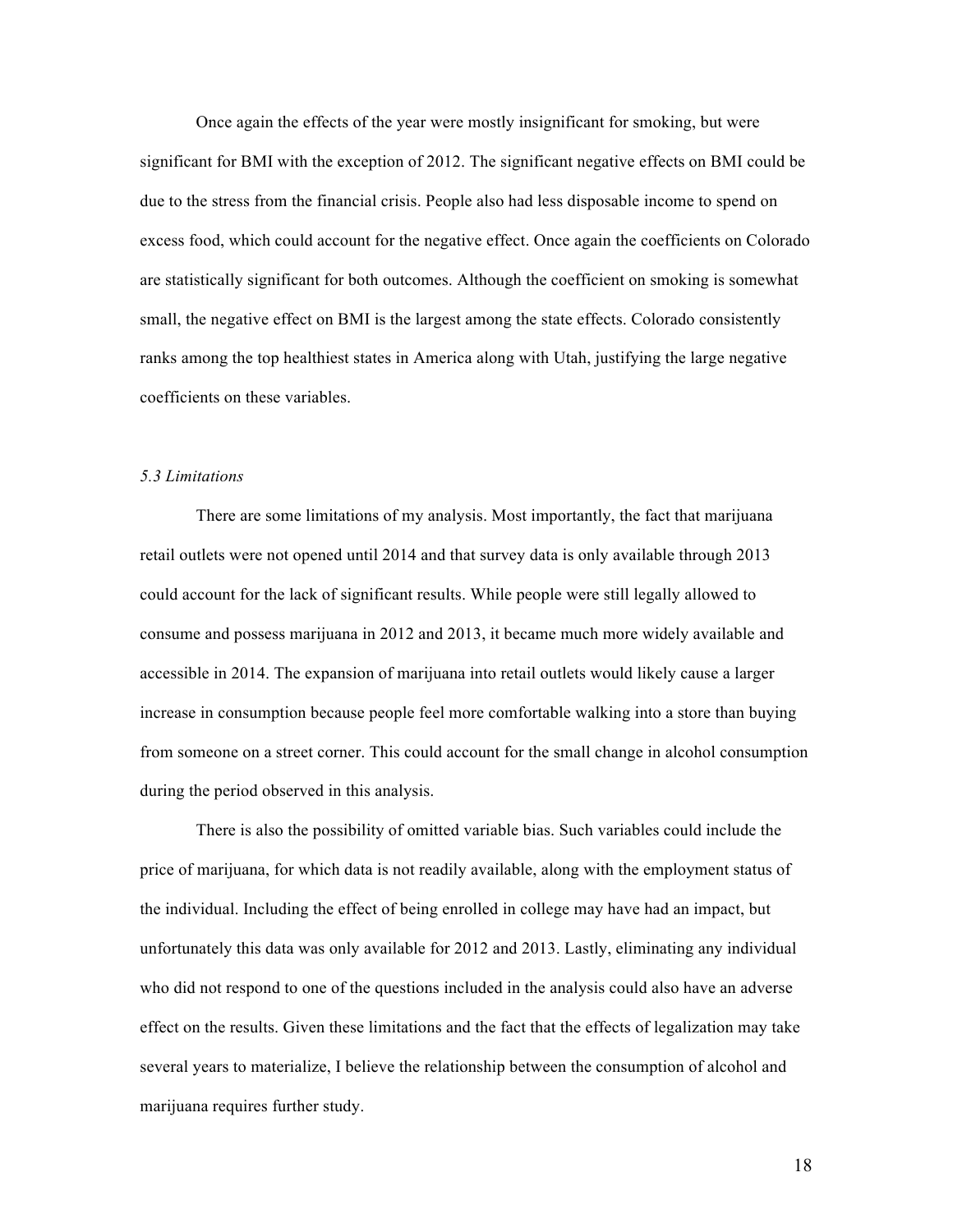Once again the effects of the year were mostly insignificant for smoking, but were significant for BMI with the exception of 2012. The significant negative effects on BMI could be due to the stress from the financial crisis. People also had less disposable income to spend on excess food, which could account for the negative effect. Once again the coefficients on Colorado are statistically significant for both outcomes. Although the coefficient on smoking is somewhat small, the negative effect on BMI is the largest among the state effects. Colorado consistently ranks among the top healthiest states in America along with Utah, justifying the large negative coefficients on these variables.

### *5.3 Limitations*

There are some limitations of my analysis. Most importantly, the fact that marijuana retail outlets were not opened until 2014 and that survey data is only available through 2013 could account for the lack of significant results. While people were still legally allowed to consume and possess marijuana in 2012 and 2013, it became much more widely available and accessible in 2014. The expansion of marijuana into retail outlets would likely cause a larger increase in consumption because people feel more comfortable walking into a store than buying from someone on a street corner. This could account for the small change in alcohol consumption during the period observed in this analysis.

There is also the possibility of omitted variable bias. Such variables could include the price of marijuana, for which data is not readily available, along with the employment status of the individual. Including the effect of being enrolled in college may have had an impact, but unfortunately this data was only available for 2012 and 2013. Lastly, eliminating any individual who did not respond to one of the questions included in the analysis could also have an adverse effect on the results. Given these limitations and the fact that the effects of legalization may take several years to materialize, I believe the relationship between the consumption of alcohol and marijuana requires further study.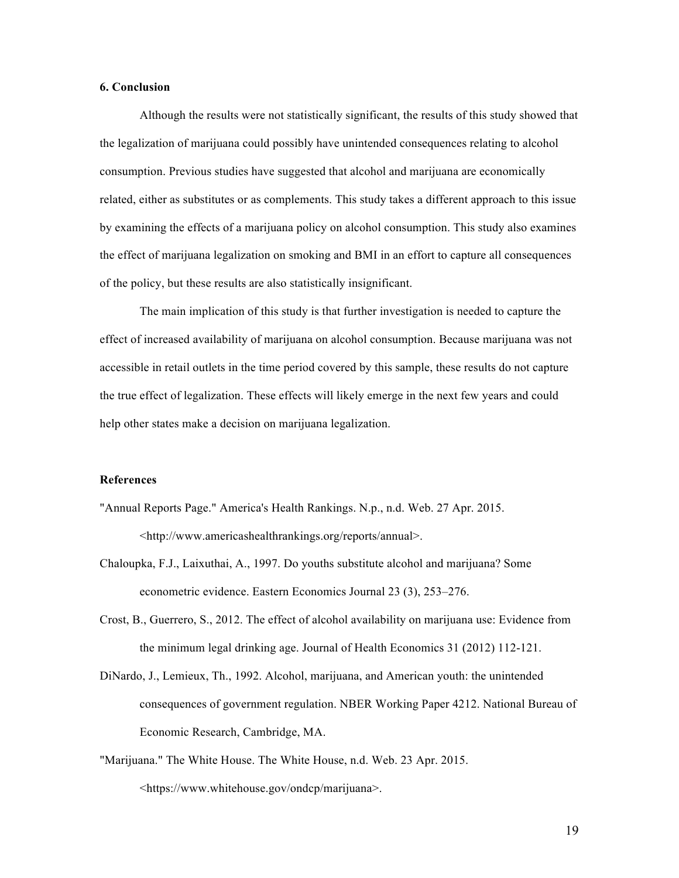## 6. Conclusion

Although the results were not statistically significant, the results of this study showed that the legalization of marijuana could possibly have unintended consequences relating to alcohol consumption. Previous studies have suggested that alcohol and marijuana are economically related, either as substitutes or as complements. This study takes a different approach to this issue by examining the effects of a marijuana policy on alcohol consumption. This study also examines the effect of marijuana legalization on smoking and BMI in an effort to capture all consequences of the policy, but these results are also statistically insignificant.

The main implication of this study is that further investigation is needed to capture the effect of increased availability of marijuana on alcohol consumption. Because marijuana was not accessible in retail outlets in the time period covered by this sample, these results do not capture the true effect of legalization. These effects will likely emerge in the next few years and could help other states make a decision on marijuana legalization.

## References

"Annual Reports Page." America's Health Rankings. N.p., n.d. Web. 27 Apr. 2015. <http://www.americashealthrankings.org/reports/annual>.

Chaloupka, F.J., Laixuthai, A., 1997. Do youths substitute alcohol and marijuana? Some econometric evidence. Eastern Economics Journal 23 (3), 253–276.

Crost, B., Guerrero, S., 2012. The effect of alcohol availability on marijuana use: Evidence from the minimum legal drinking age. Journal of Health Economics 31 (2012) 112-121.

DiNardo, J., Lemieux, Th., 1992. Alcohol, marijuana, and American youth: the unintended consequences of government regulation. NBER Working Paper 4212. National Bureau of Economic Research, Cambridge, MA.

"Marijuana." The White House. The White House, n.d. Web. 23 Apr. 2015. <https://www.whitehouse.gov/ondcp/marijuana>.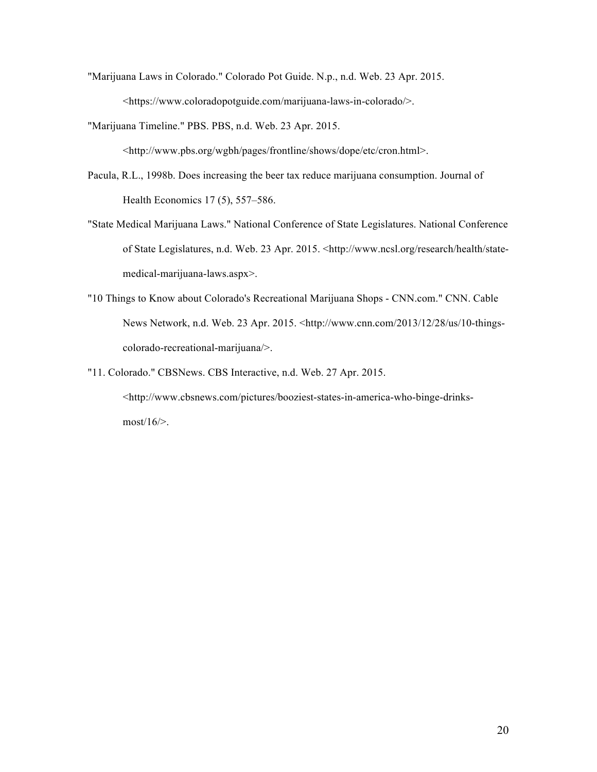"Marijuana Laws in Colorado." Colorado Pot Guide. N.p., n.d. Web. 23 Apr. 2015. <https://www.coloradopotguide.com/marijuana-laws-in-colorado/>.

"Marijuana Timeline." PBS. PBS, n.d. Web. 23 Apr. 2015. <http://www.pbs.org/wgbh/pages/frontline/shows/dope/etc/cron.html>.

Pacula, R.L., 1998b. Does increasing the beer tax reduce marijuana consumption. Journal of Health Economics 17 (5), 557–586.

"State Medical Marijuana Laws." National Conference of State Legislatures. National Conference of State Legislatures, n.d. Web. 23 Apr. 2015. <http://www.ncsl.org/research/health/state-medical-marijuana-laws.aspx>.

"10 Things to Know about Colorado's Recreational Marijuana Shops - CNN.com." CNN. Cable News Network, n.d. Web. 23 Apr. 2015. <http://www.cnn.com/2013/12/28/us/10-things-colorado-recreational-marijuana/>.

"11. Colorado." CBSNews. CBS Interactive, n.d. Web. 27 Apr. 2015. <http://www.cbsnews.com/pictures/booziest-states-in-america-who-binge-drinks-most/16/>.